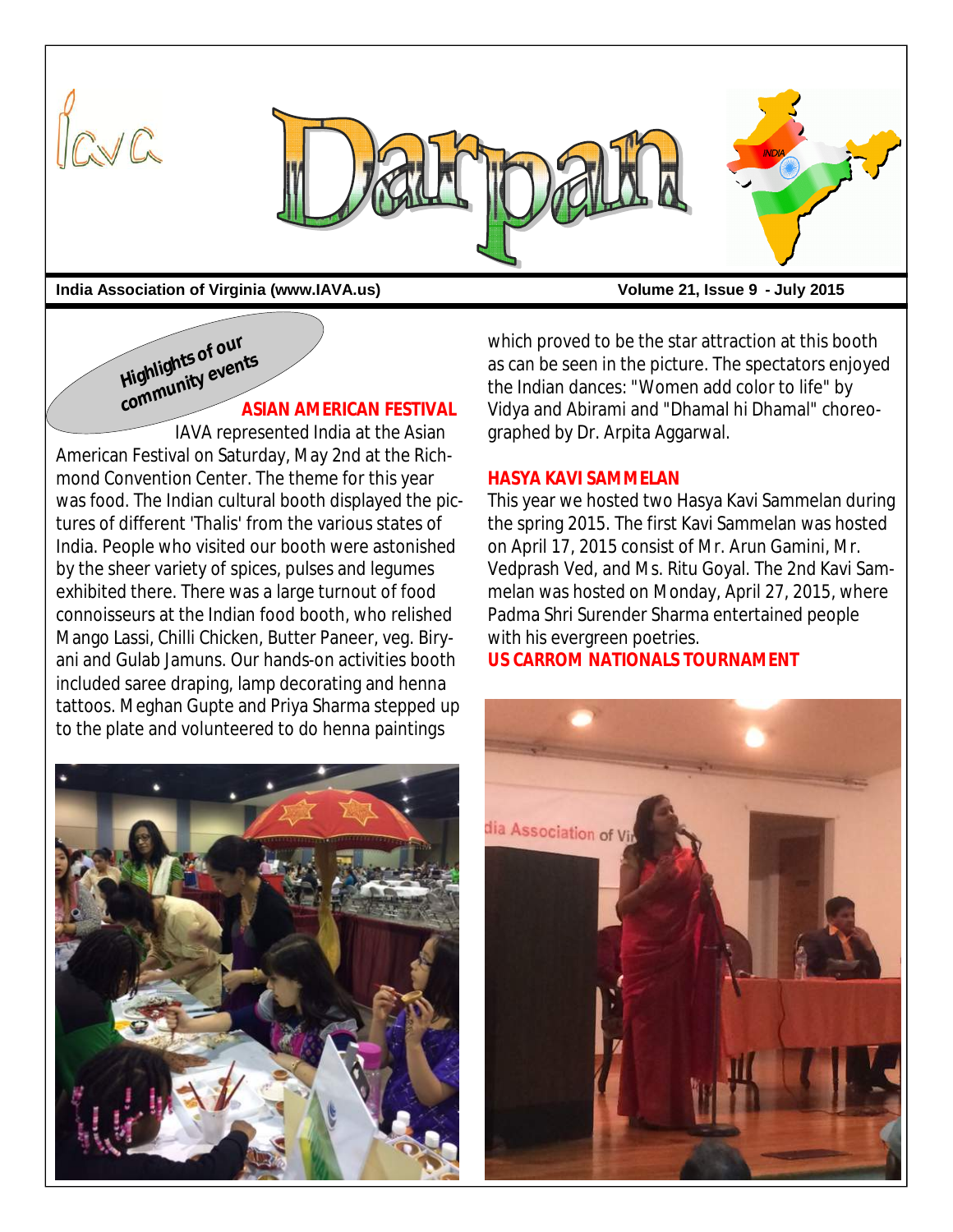# Darpan

**India Association of Virginia (www.IAVA.us)** — **Volume 21, Issue 9 - July 2015**

## Highlights of our community events

### ASIAN AMERICAN FESTIVAL

IAVA represented India at the Asian American Festival on Saturday, May 2nd at the Richmond Convention Center. The theme for this year was food. The Indian cultural booth displayed the pictures of different 'Thalis' from the various states of India. People who visited our booth were astonished by the sheer variety of spices, pulses and legumes exhibited there. There was a large turnout of food connoisseurs at the Indian food booth, who relished Mango Lassi, Chilli Chicken, Butter Paneer, veg. Biryani and Gulab Jamuns. Our hands-on activities booth included saree draping, lamp decorating and henna tattoos. Meghan Gupte and Priya Sharma stepped up to the plate and volunteered to do henna paintings which proved to be the star attraction at this booth as can be seen in the picture. The spectators enjoyed the Indian dances: "Women add color to life" by Vidya and Abirami and "Dhamal hi Dhamal" choreographed by Dr. Arpita Aggarwal.

### HASYA KAVI SAMMELAN

This year we hosted two Hasya Kavi Sammelan during the spring 2015. The first Kavi Sammelan was hosted on April 17, 2015 consist of Mr. Arun Gamini, Mr. Vedprash Ved, and Ms. Ritu Goyal. The 2nd Kavi Sammelan was hosted on Monday, April 27, 2015, where Padma Shri Surender Sharma entertained people with his evergreen poetries.

### US CARROM NATIONALS TOURNAMENT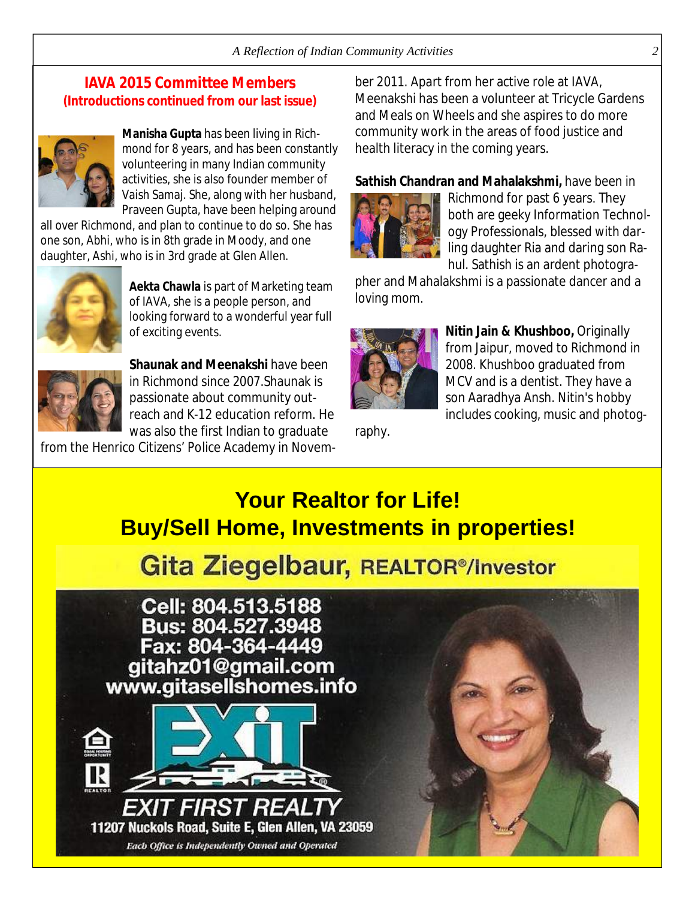## IAVA 2015 Committee Members
**(Introductions continued from our last issue)**

**Manisha Gupta** has been living in Richmond for 8 years, and has been constantly volunteering in many Indian community activities, she is also founder member of Vaish Samaj. She, along with her husband, Praveen Gupta, have been helping around all over Richmond, and plan to continue to do so. She has one son, Abhi, who is in 8th grade in Moody, and one daughter, Ashi, who is in 3rd grade at Glen Allen.

**Aekta Chawla** is part of Marketing team of IAVA, she is a people person, and looking forward to a wonderful year full of exciting events.

**Shaunak and Meenakshi** have been in Richmond since 2007.Shaunak is passionate about community outreach and K-12 education reform. He was also the first Indian to graduate from the Henrico Citizens' Police Academy in November 2011. Apart from her active role at IAVA, Meenakshi has been a volunteer at Tricycle Gardens and Meals on Wheels and she aspires to do more community work in the areas of food justice and health literacy in the coming years.

**Sathish Chandran and Mahalakshmi,** have been in Richmond for past 6 years. They both are geeky Information Technology Professionals, blessed with darling daughter Ria and daring son Rahul. Sathish is an ardent photographer and Mahalakshmi is a passionate dancer and a loving mom.

**Nitin Jain & Khushboo,** Originally from Jaipur, moved to Richmond in 2008. Khushboo graduated from MCV and is a dentist. They have a son Aaradhya Ansh. Nitin's hobby includes cooking, music and photography.

**Your Realtor for Life!**
**Buy/Sell Home, Investments in properties!**

**Gita Ziegelbaur, REALTOR®/Investor**

Cell: 804.513.5188
Bus: 804.527.3948
Fax: 804-364-4449
gitahz01@gmail.com
www.gitasellshomes.info

EXIT FIRST REALTY
11207 Nuckols Road, Suite E, Glen Allen, VA 23059
*Each Office is Independently Owned and Operated*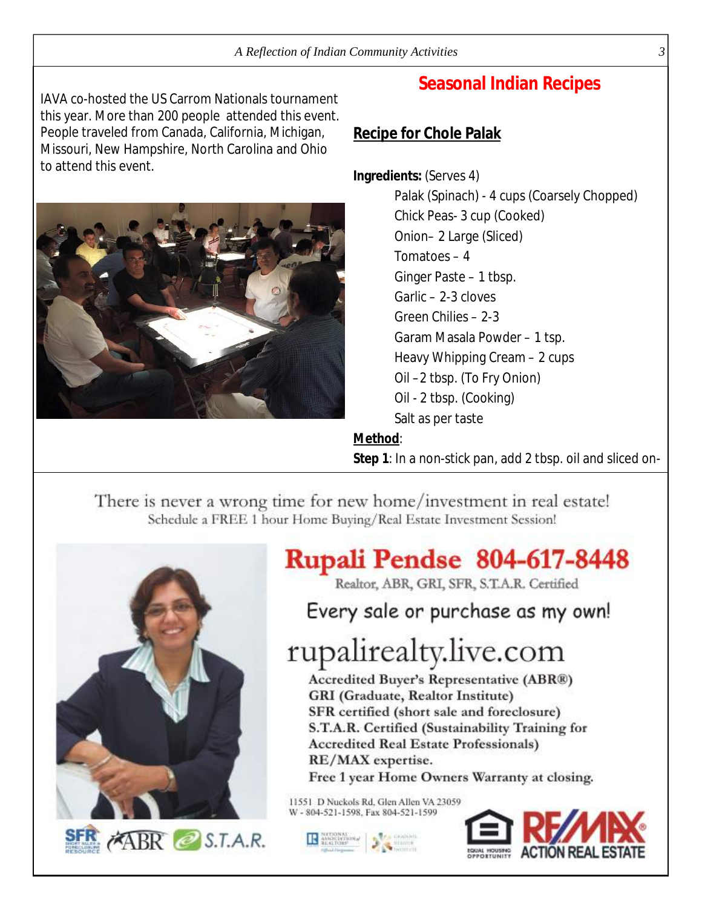IAVA co-hosted the US Carrom Nationals tournament this year. More than 200 people attended this event. People traveled from Canada, California, Michigan, Missouri, New Hampshire, North Carolina and Ohio to attend this event.

## Seasonal Indian Recipes

### Recipe for Chole Palak

**Ingredients:** (Serves 4)

- Palak (Spinach) - 4 cups (Coarsely Chopped)
- Chick Peas- 3 cup (Cooked)
- Onion– 2 Large (Sliced)
- Tomatoes – 4
- Ginger Paste – 1 tbsp.
- Garlic – 2-3 cloves
- Green Chilies – 2-3
- Garam Masala Powder – 1 tsp.
- Heavy Whipping Cream – 2 cups
- Oil –2 tbsp. (To Fry Onion)
- Oil - 2 tbsp. (Cooking)
- Salt as per taste

**Method**:

**Step 1**: In a non-stick pan, add 2 tbsp. oil and sliced on-

---

There is never a wrong time for new home/investment in real estate!

Schedule a FREE 1 hour Home Buying/Real Estate Investment Session!

# Rupali Pendse 804-617-8448

Realtor, ABR, GRI, SFR, S.T.A.R. Certified

Every sale or purchase as my own!

rupalirealty.live.com

Accredited Buyer's Representative (ABR®)
GRI (Graduate, Realtor Institute)
SFR certified (short sale and foreclosure)
S.T.A.R. Certified (Sustainability Training for Accredited Real Estate Professionals)
RE/MAX expertise.
Free 1 year Home Owners Warranty at closing.

11551 D Nuckols Rd, Glen Allen VA 23059
W - 804-521-1598, Fax 804-521-1599

SFR ABR S.T.A.R.

EQUAL HOUSING OPPORTUNITY RE/MAX ACTION REAL ESTATE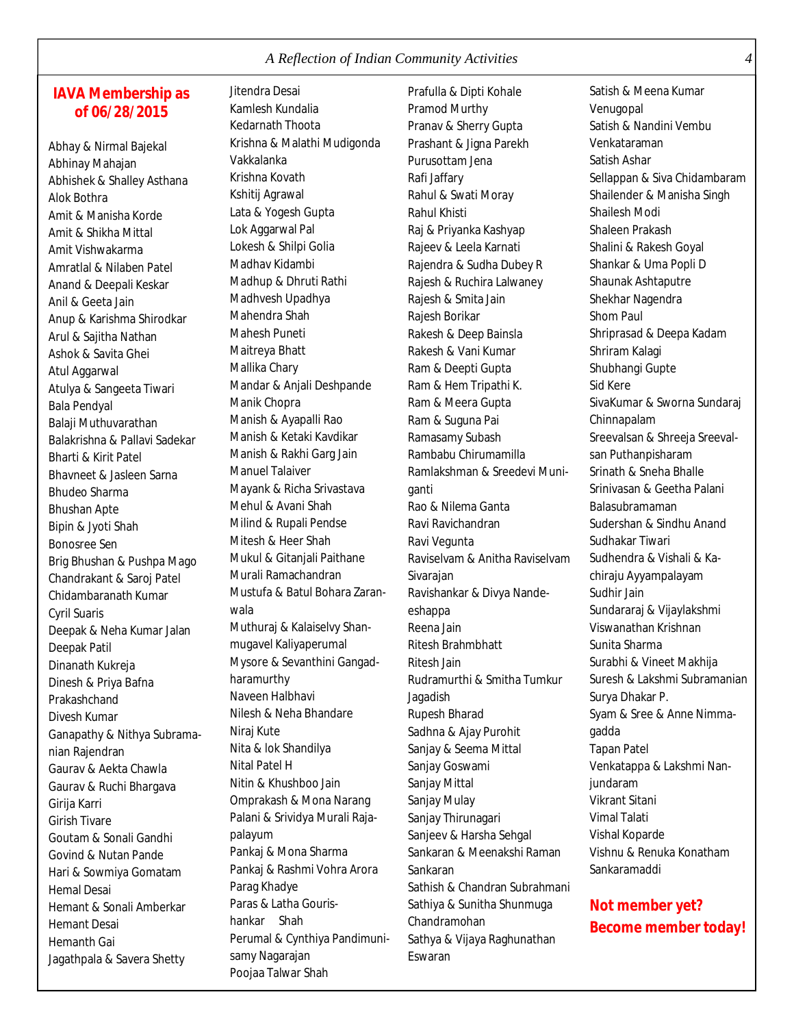## IAVA Membership as of 06/28/2015

Abhay & Nirmal Bajekal
Abhinay Mahajan
Abhishek & Shalley Asthana
Alok Bothra
Amit & Manisha Korde
Amit & Shikha Mittal
Amit Vishwakarma
Amratlal & Nilaben Patel
Anand & Deepali Keskar
Anil & Geeta Jain
Anup & Karishma Shirodkar
Arul & Sajitha Nathan
Ashok & Savita Ghei
Atul Aggarwal
Atulya & Sangeeta Tiwari
Bala Pendyal
Balaji Muthuvarathan
Balakrishna & Pallavi Sadekar
Bharti & Kirit Patel
Bhavneet & Jasleen Sarna
Bhudeo Sharma
Bhushan Apte
Bipin & Jyoti Shah
Bonosree Sen
Brig Bhushan & Pushpa Mago
Chandrakant & Saroj Patel
Chidambaranath Kumar
Cyril Suaris
Deepak & Neha Kumar Jalan
Deepak Patil
Dinanath Kukreja
Dinesh & Priya Bafna Prakashchand
Divesh Kumar
Ganapathy & Nithya Subramanian Rajendran
Gaurav & Aekta Chawla
Gaurav & Ruchi Bhargava
Girija Karri
Girish Tivare
Goutam & Sonali Gandhi
Govind & Nutan Pande
Hari & Sowmiya Gomatam
Hemal Desai
Hemant & Sonali Amberkar
Hemant Desai
Hemanth Gai
Jagathpala & Savera Shetty
Jitendra Desai
Kamlesh Kundalia
Kedarnath Thoota
Krishna & Malathi Mudigonda Vakkalanka
Krishna Kovath
Kshitij Agrawal
Lata & Yogesh Gupta
Lok Aggarwal Pal
Lokesh & Shilpi Golia
Madhav Kidambi
Madhup & Dhruti Rathi
Madhvesh Upadhya
Mahendra Shah
Mahesh Puneti
Maitreya Bhatt
Mallika Chary
Mandar & Anjali Deshpande
Manik Chopra
Manish & Ayapalli Rao
Manish & Ketaki Kavdikar
Manish & Rakhi Garg Jain
Manuel Talaiver
Mayank & Richa Srivastava
Mehul & Avani Shah
Milind & Rupali Pendse
Mitesh & Heer Shah
Mukul & Gitanjali Paithane
Murali Ramachandran
Mustufa & Batul Bohara Zaranwala
Muthuraj & Kalaiselvy Shanmugavel Kaliyaperumal
Mysore & Sevanthini Gangadharamurthy
Naveen Halbhavi
Nilesh & Neha Bhandare
Niraj Kute
Nita & lok Shandilya
Nital Patel H
Nitin & Khushboo Jain
Omprakash & Mona Narang
Palani & Srividya Murali Rajapalayum
Pankaj & Mona Sharma
Pankaj & Rashmi Vohra Arora
Parag Khadye
Paras & Latha Gourishankar Shah
Perumal & Cynthiya Pandimunisamy Nagarajan
Poojaa Talwar Shah
Prafulla & Dipti Kohale
Pramod Murthy
Pranav & Sherry Gupta
Prashant & Jigna Parekh
Purusottam Jena
Rafi Jaffary
Rahul & Swati Moray
Rahul Khisti
Raj & Priyanka Kashyap
Rajeev & Leela Karnati
Rajendra & Sudha Dubey R
Rajesh & Ruchira Lalwaney
Rajesh & Smita Jain
Rajesh Borikar
Rakesh & Deep Bainsla
Rakesh & Vani Kumar
Ram & Deepti Gupta
Ram & Hem Tripathi K.
Ram & Meera Gupta
Ram & Suguna Pai
Ramasamy Subash
Rambabu Chirumamilla
Ramlakshman & Sreedevi Muniganti
Rao & Nilema Ganta
Ravi Ravichandran
Ravi Vegunta
Raviselvam & Anitha Raviselvam Sivarajan
Ravishankar & Divya Nandeeshappa
Reena Jain
Ritesh Brahmbhatt
Ritesh Jain
Rudramurthi & Smitha Tumkur Jagadish
Rupesh Bharad
Sadhna & Ajay Purohit
Sanjay & Seema Mittal
Sanjay Goswami
Sanjay Mittal
Sanjay Mulay
Sanjay Thirunagari
Sanjeev & Harsha Sehgal
Sankaran & Meenakshi Raman Sankaran
Sathish & Chandran Subrahmani
Sathiya & Sunitha Shunmuga Chandramohan
Sathya & Vijaya Raghunathan Eswaran
Satish & Meena Kumar Venugopal
Satish & Nandini Vembu Venkataraman
Satish Ashar
Sellappan & Siva Chidambaram
Shailender & Manisha Singh
Shailesh Modi
Shaleen Prakash
Shalini & Rakesh Goyal
Shankar & Uma Popli D
Shaunak Ashtaputre
Shekhar Nagendra
Shom Paul
Shriprasad & Deepa Kadam
Shriram Kalagi
Shubhangi Gupte
Sid Kere
SivaKumar & Sworna Sundaraj Chinnapalam
Sreevalsan & Shreeja Sreevalsan Puthanpisharam
Srinath & Sneha Bhalle
Srinivasan & Geetha Palani Balasubramaman
Sudershan & Sindhu Anand
Sudhakar Tiwari
Sudhendra & Vishali & Kachiraju Ayyampalayam
Sudhir Jain
Sundararaj & Vijaylakshmi Viswanathan Krishnan
Sunita Sharma
Surabhi & Vineet Makhija
Suresh & Lakshmi Subramanian
Surya Dhakar P.
Syam & Sree & Anne Nimmagadda
Tapan Patel
Venkatappa & Lakshmi Nanjundaram
Vikrant Sitani
Vimal Talati
Vishal Koparde
Vishnu & Renuka Konatham Sankaramaddi

**Not member yet? Become member today!**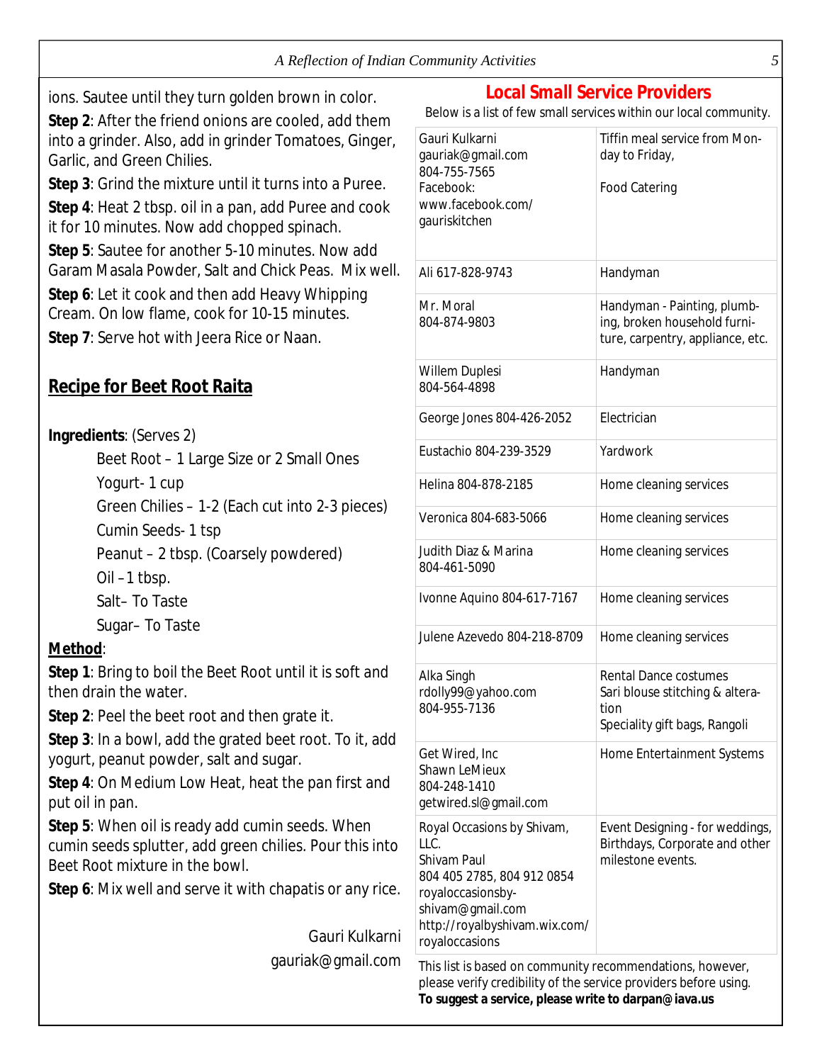ions. Sautee until they turn golden brown in color.

**Step 2**: After the friend onions are cooled, add them into a grinder. Also, add in grinder Tomatoes, Ginger, Garlic, and Green Chilies.

**Step 3**: Grind the mixture until it turns into a Puree.

**Step 4**: Heat 2 tbsp. oil in a pan, add Puree and cook it for 10 minutes. Now add chopped spinach.

**Step 5**: Sautee for another 5-10 minutes. Now add Garam Masala Powder, Salt and Chick Peas. Mix well.

**Step 6**: Let it cook and then add Heavy Whipping Cream. On low flame, cook for 10-15 minutes.

**Step 7**: Serve hot with Jeera Rice or Naan.

## Recipe for Beet Root Raita

**Ingredients**: (Serves 2)

- Beet Root – 1 Large Size or 2 Small Ones
- Yogurt- 1 cup
- Green Chilies – 1-2 (Each cut into 2-3 pieces)
- Cumin Seeds- 1 tsp
- Peanut – 2 tbsp. (Coarsely powdered)
- Oil –1 tbsp.
- Salt– To Taste
- Sugar– To Taste

**Method**:

**Step 1**: Bring to boil the Beet Root until it is soft and then drain the water.

**Step 2**: Peel the beet root and then grate it.

**Step 3**: In a bowl, add the grated beet root. To it, add yogurt, peanut powder, salt and sugar.

**Step 4**: On Medium Low Heat, heat the pan first and put oil in pan.

**Step 5**: When oil is ready add cumin seeds. When cumin seeds splutter, add green chilies. Pour this into Beet Root mixture in the bowl.

**Step 6**: Mix well and serve it with chapatis or any rice.

Gauri Kulkarni
gauriak@gmail.com

## Local Small Service Providers

Below is a list of few small services within our local community.

| | |
|---|---|
| Gauri Kulkarni gauriak@gmail.com 804-755-7565 Facebook: www.facebook.com/gauriskitchen | Tiffin meal service from Monday to Friday, Food Catering |
| Ali 617-828-9743 | Handyman |
| Mr. Moral 804-874-9803 | Handyman - Painting, plumbing, broken household furniture, carpentry, appliance, etc. |
| Willem Duplesi 804-564-4898 | Handyman |
| George Jones 804-426-2052 | Electrician |
| Eustachio 804-239-3529 | Yardwork |
| Helina 804-878-2185 | Home cleaning services |
| Veronica 804-683-5066 | Home cleaning services |
| Judith Diaz & Marina 804-461-5090 | Home cleaning services |
| Ivonne Aquino 804-617-7167 | Home cleaning services |
| Julene Azevedo 804-218-8709 | Home cleaning services |
| Alka Singh rdolly99@yahoo.com 804-955-7136 | Rental Dance costumes, Sari blouse stitching & alteration, Speciality gift bags, Rangoli |
| Get Wired, Inc Shawn LeMieux 804-248-1410 getwired.sl@gmail.com | Home Entertainment Systems |
| Royal Occasions by Shivam, LLC. Shivam Paul 804 405 2785, 804 912 0854 royaloccasionsbyshivam@gmail.com http://royalbyshivam.wix.com/royaloccasions | Event Designing - for weddings, Birthdays, Corporate and other milestone events. |

This list is based on community recommendations, however, please verify credibility of the service providers before using. **To suggest a service, please write to darpan@iava.us**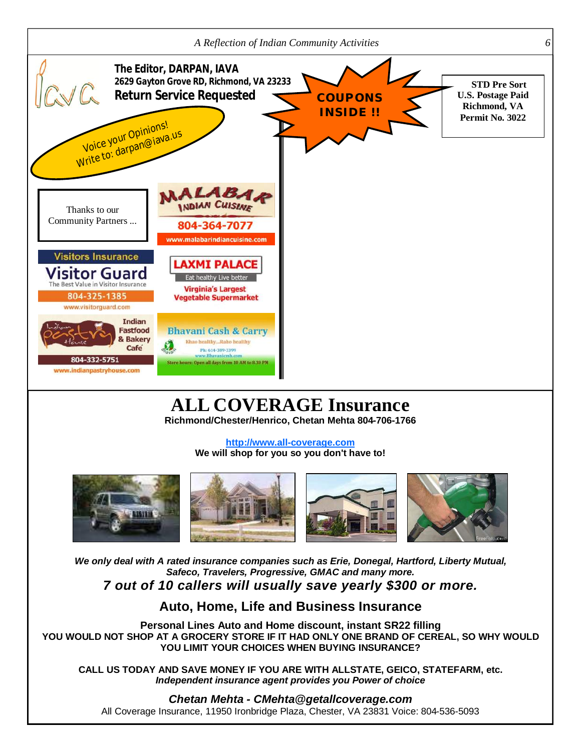IAVA

**The Editor, DARPAN, IAVA**
**2629 Gayton Grove RD, Richmond, VA 23233**
**Return Service Requested**

Voice your Opinions!
Write to: darpan@iava.us

**COUPONS INSIDE !!**

**STD Pre Sort**
**U.S. Postage Paid**
**Richmond, VA**
**Permit No. 3022**

Thanks to our Community Partners ...

MALABAR INDIAN CUISINE
804-364-7077
www.malabarindiancuisine.com

Visitors Insurance
Visitor Guard
The Best Value in Visitor Insurance
804-325-1385
www.visitorguard.com

LAXMI PALACE
Eat healthy Live better
Virginia's Largest Vegetable Supermarket

Indian Pastry House
Indian Fastfood & Bakery Cafe
804-332-5751
www.indianpastryhouse.com

Bhavani Cash & Carry
Khao healthy...Raho healthy
Ph: 614-389-3399
www.Bhavanicnh.com
Store hours: Open all days from 10 AM to 8.30 PM

# ALL COVERAGE Insurance

**Richmond/Chester/Henrico, Chetan Mehta 804-706-1766**

**http://www.all-coverage.com**
**We will shop for you so you don't have to!**

***We only deal with A rated insurance companies such as Erie, Donegal, Hartford, Liberty Mutual, Safeco, Travelers, Progressive, GMAC and many more.***

***7 out of 10 callers will usually save yearly $300 or more.***

## Auto, Home, Life and Business Insurance

**Personal Lines Auto and Home discount, instant SR22 filling**
**YOU WOULD NOT SHOP AT A GROCERY STORE IF IT HAD ONLY ONE BRAND OF CEREAL, SO WHY WOULD YOU LIMIT YOUR CHOICES WHEN BUYING INSURANCE?**

**CALL US TODAY AND SAVE MONEY IF YOU ARE WITH ALLSTATE, GEICO, STATEFARM, etc.**
***Independent insurance agent provides you Power of choice***

***Chetan Mehta - CMehta@getallcoverage.com***
All Coverage Insurance, 11950 Ironbridge Plaza, Chester, VA 23831 Voice: 804-536-5093